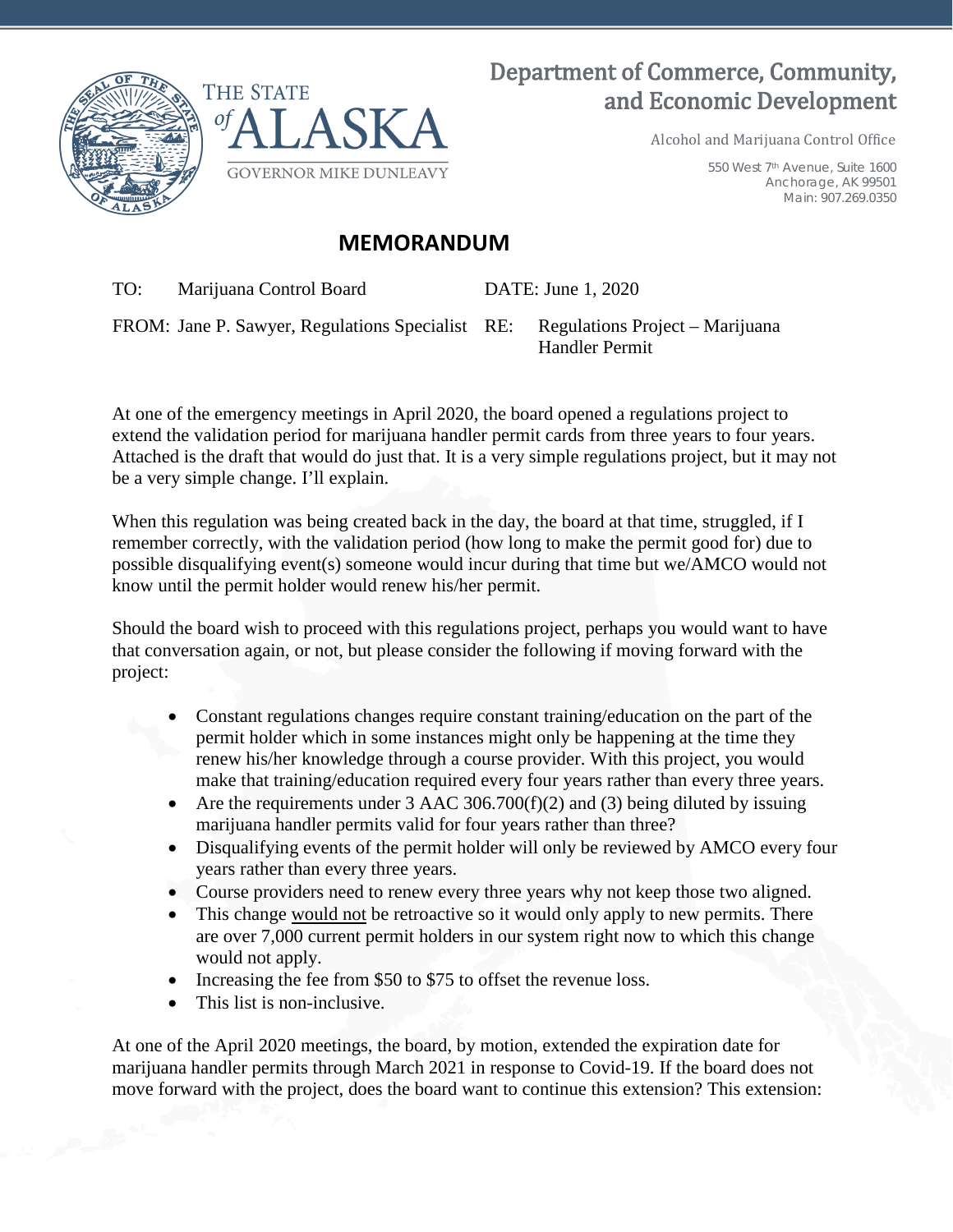THE STATE of ALASKA

GOVERNOR MIKE DUNLEAVY

# Department of Commerce, Community, and Economic Development

Alcohol and Marijuana Control Office

550 West 7th Avenue, Suite 1600
Anchorage, AK 99501
Main: 907.269.0350

## MEMORANDUM

TO: Marijuana Control Board

DATE: June 1, 2020

FROM: Jane P. Sawyer, Regulations Specialist

RE: Regulations Project – Marijuana Handler Permit

At one of the emergency meetings in April 2020, the board opened a regulations project to extend the validation period for marijuana handler permit cards from three years to four years. Attached is the draft that would do just that. It is a very simple regulations project, but it may not be a very simple change. I'll explain.

When this regulation was being created back in the day, the board at that time, struggled, if I remember correctly, with the validation period (how long to make the permit good for) due to possible disqualifying event(s) someone would incur during that time but we/AMCO would not know until the permit holder would renew his/her permit.

Should the board wish to proceed with this regulations project, perhaps you would want to have that conversation again, or not, but please consider the following if moving forward with the project:

- Constant regulations changes require constant training/education on the part of the permit holder which in some instances might only be happening at the time they renew his/her knowledge through a course provider. With this project, you would make that training/education required every four years rather than every three years.
- Are the requirements under 3 AAC 306.700(f)(2) and (3) being diluted by issuing marijuana handler permits valid for four years rather than three?
- Disqualifying events of the permit holder will only be reviewed by AMCO every four years rather than every three years.
- Course providers need to renew every three years why not keep those two aligned.
- This change would not be retroactive so it would only apply to new permits. There are over 7,000 current permit holders in our system right now to which this change would not apply.
- Increasing the fee from $50 to $75 to offset the revenue loss.
- This list is non-inclusive.

At one of the April 2020 meetings, the board, by motion, extended the expiration date for marijuana handler permits through March 2021 in response to Covid-19. If the board does not move forward with the project, does the board want to continue this extension? This extension: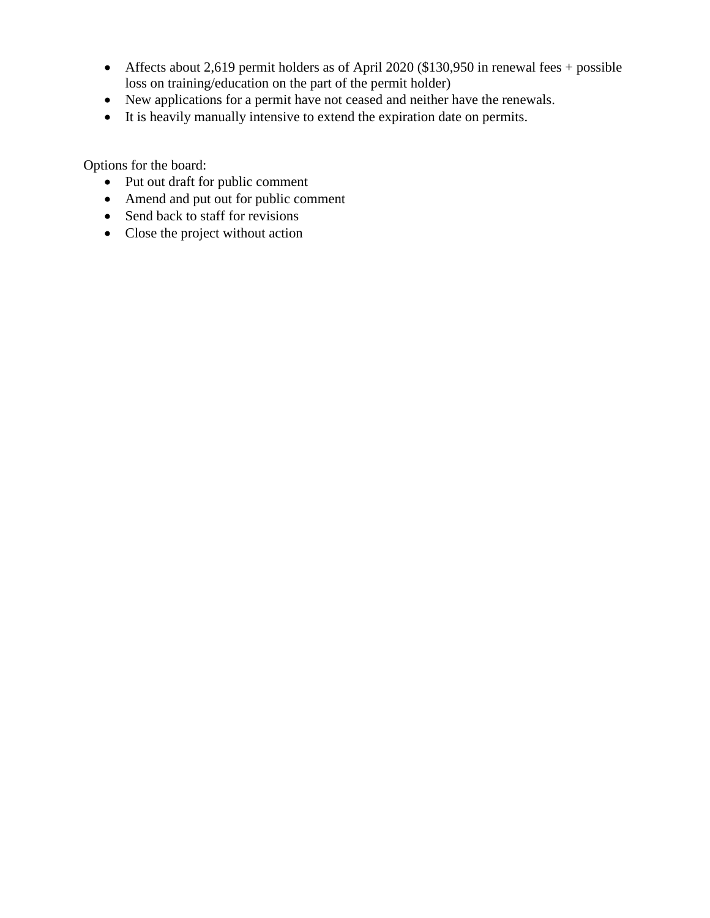- Affects about 2,619 permit holders as of April 2020 ($130,950 in renewal fees + possible loss on training/education on the part of the permit holder)
- New applications for a permit have not ceased and neither have the renewals.
- It is heavily manually intensive to extend the expiration date on permits.

Options for the board:

- Put out draft for public comment
- Amend and put out for public comment
- Send back to staff for revisions
- Close the project without action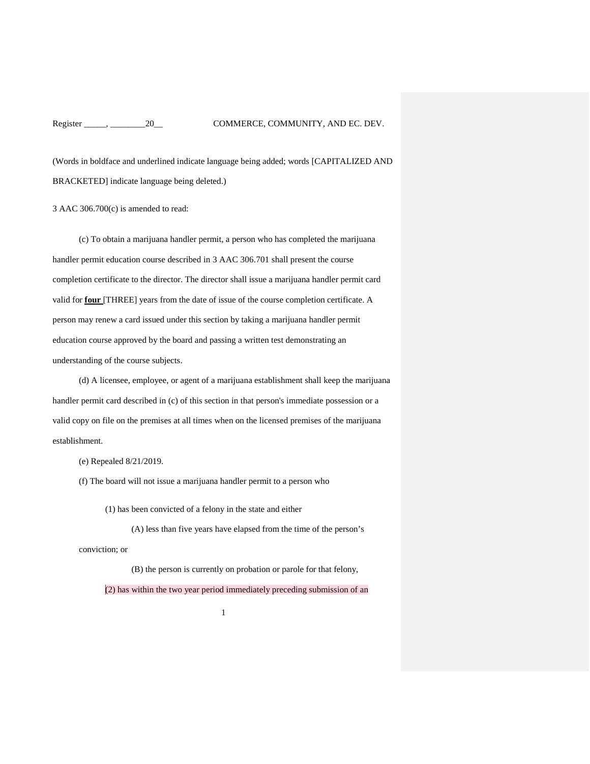(Words in boldface and underlined indicate language being added; words [CAPITALIZED AND BRACKETED] indicate language being deleted.)

3 AAC 306.700(c) is amended to read:

(c) To obtain a marijuana handler permit, a person who has completed the marijuana handler permit education course described in 3 AAC 306.701 shall present the course completion certificate to the director. The director shall issue a marijuana handler permit card valid for <u>**four**</u> [THREE] years from the date of issue of the course completion certificate. A person may renew a card issued under this section by taking a marijuana handler permit education course approved by the board and passing a written test demonstrating an understanding of the course subjects.

(d) A licensee, employee, or agent of a marijuana establishment shall keep the marijuana handler permit card described in (c) of this section in that person's immediate possession or a valid copy on file on the premises at all times when on the licensed premises of the marijuana establishment.

(e) Repealed 8/21/2019.

(f) The board will not issue a marijuana handler permit to a person who

(1) has been convicted of a felony in the state and either

(A) less than five years have elapsed from the time of the person's conviction; or

(B) the person is currently on probation or parole for that felony,

(2) has within the two year period immediately preceding submission of an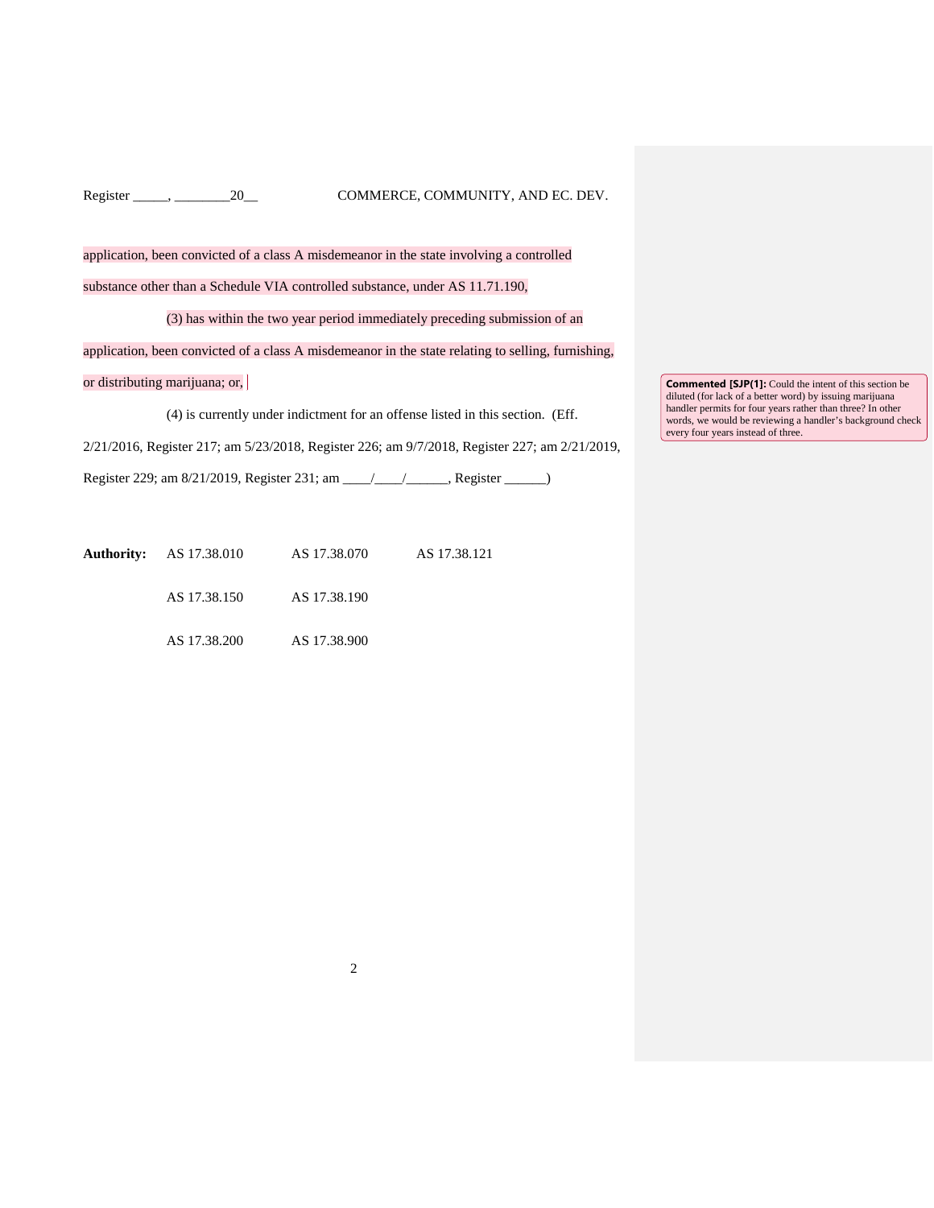application, been convicted of a class A misdemeanor in the state involving a controlled substance other than a Schedule VIA controlled substance, under AS 11.71.190,

(3) has within the two year period immediately preceding submission of an application, been convicted of a class A misdemeanor in the state relating to selling, furnishing, or distributing marijuana; or,

(4) is currently under indictment for an offense listed in this section. (Eff. 2/21/2016, Register 217; am 5/23/2018, Register 226; am 9/7/2018, Register 227; am 2/21/2019, Register 229; am 8/21/2019, Register 231; am ____/____/______, Register ______)

**Commented [SJP(1]:** Could the intent of this section be diluted (for lack of a better word) by issuing marijuana handler permits for four years rather than three? In other words, we would be reviewing a handler's background check every four years instead of three.

| | | | |
|---|---|---|---|
| **Authority:** | AS 17.38.010 | AS 17.38.070 | AS 17.38.121 |
| | AS 17.38.150 | AS 17.38.190 | |
| | AS 17.38.200 | AS 17.38.900 | |